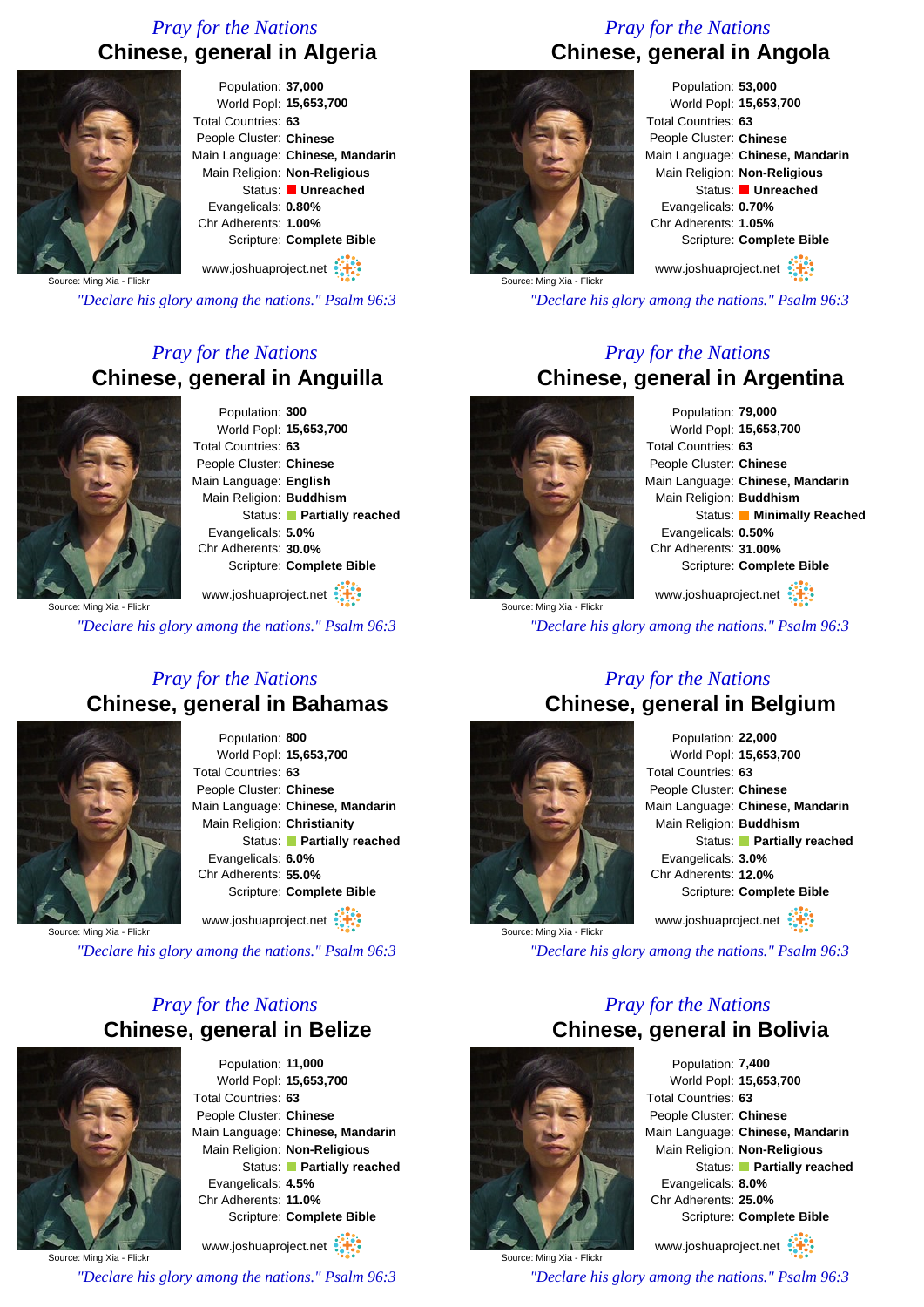*Pray for the Nations*

## Chinese, general in Algeria

Source: Ming Xia - Flickr

Population: **37,000**
World Popl: **15,653,700**
Total Countries: **63**
People Cluster: **Chinese**
Main Language: **Chinese, Mandarin**
Main Religion: **Non-Religious**
Status: **Unreached**
Evangelicals: **0.80%**
Chr Adherents: **1.00%**
Scripture: **Complete Bible**

www.joshuaproject.net

*"Declare his glory among the nations." Psalm 96:3*

*Pray for the Nations*

## Chinese, general in Angola

Source: Ming Xia - Flickr

Population: **53,000**
World Popl: **15,653,700**
Total Countries: **63**
People Cluster: **Chinese**
Main Language: **Chinese, Mandarin**
Main Religion: **Non-Religious**
Status: **Unreached**
Evangelicals: **0.70%**
Chr Adherents: **1.05%**
Scripture: **Complete Bible**

www.joshuaproject.net

*"Declare his glory among the nations." Psalm 96:3*

*Pray for the Nations*

## Chinese, general in Anguilla

Source: Ming Xia - Flickr

Population: **300**
World Popl: **15,653,700**
Total Countries: **63**
People Cluster: **Chinese**
Main Language: **English**
Main Religion: **Buddhism**
Status: **Partially reached**
Evangelicals: **5.0%**
Chr Adherents: **30.0%**
Scripture: **Complete Bible**

www.joshuaproject.net

*"Declare his glory among the nations." Psalm 96:3*

*Pray for the Nations*

## Chinese, general in Argentina

Source: Ming Xia - Flickr

Population: **79,000**
World Popl: **15,653,700**
Total Countries: **63**
People Cluster: **Chinese**
Main Language: **Chinese, Mandarin**
Main Religion: **Buddhism**
Status: **Minimally Reached**
Evangelicals: **0.50%**
Chr Adherents: **31.00%**
Scripture: **Complete Bible**

www.joshuaproject.net

*"Declare his glory among the nations." Psalm 96:3*

*Pray for the Nations*

## Chinese, general in Bahamas

Source: Ming Xia - Flickr

Population: **800**
World Popl: **15,653,700**
Total Countries: **63**
People Cluster: **Chinese**
Main Language: **Chinese, Mandarin**
Main Religion: **Christianity**
Status: **Partially reached**
Evangelicals: **6.0%**
Chr Adherents: **55.0%**
Scripture: **Complete Bible**

www.joshuaproject.net

*"Declare his glory among the nations." Psalm 96:3*

*Pray for the Nations*

## Chinese, general in Belgium

Source: Ming Xia - Flickr

Population: **22,000**
World Popl: **15,653,700**
Total Countries: **63**
People Cluster: **Chinese**
Main Language: **Chinese, Mandarin**
Main Religion: **Buddhism**
Status: **Partially reached**
Evangelicals: **3.0%**
Chr Adherents: **12.0%**
Scripture: **Complete Bible**

www.joshuaproject.net

*"Declare his glory among the nations." Psalm 96:3*

*Pray for the Nations*

## Chinese, general in Belize

Source: Ming Xia - Flickr

Population: **11,000**
World Popl: **15,653,700**
Total Countries: **63**
People Cluster: **Chinese**
Main Language: **Chinese, Mandarin**
Main Religion: **Non-Religious**
Status: **Partially reached**
Evangelicals: **4.5%**
Chr Adherents: **11.0%**
Scripture: **Complete Bible**

www.joshuaproject.net

*"Declare his glory among the nations." Psalm 96:3*

*Pray for the Nations*

## Chinese, general in Bolivia

Source: Ming Xia - Flickr

Population: **7,400**
World Popl: **15,653,700**
Total Countries: **63**
People Cluster: **Chinese**
Main Language: **Chinese, Mandarin**
Main Religion: **Non-Religious**
Status: **Partially reached**
Evangelicals: **8.0%**
Chr Adherents: **25.0%**
Scripture: **Complete Bible**

www.joshuaproject.net

*"Declare his glory among the nations." Psalm 96:3*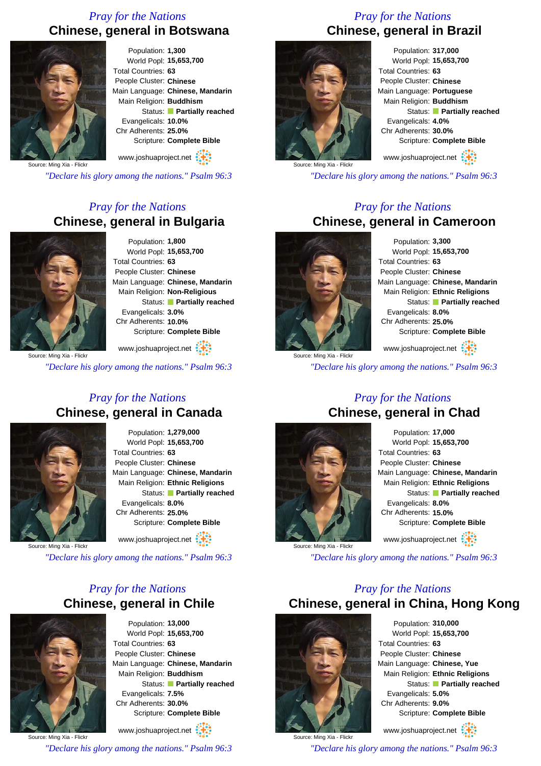*Pray for the Nations*

## Chinese, general in Botswana

Population: **1,300**
World Popl: **15,653,700**
Total Countries: **63**
People Cluster: **Chinese**
Main Language: **Chinese, Mandarin**
Main Religion: **Buddhism**
Status: **Partially reached**
Evangelicals: **10.0%**
Chr Adherents: **25.0%**
Scripture: **Complete Bible**

Source: Ming Xia - Flickr

www.joshuaproject.net

*"Declare his glory among the nations." Psalm 96:3*

*Pray for the Nations*

## Chinese, general in Brazil

Population: **317,000**
World Popl: **15,653,700**
Total Countries: **63**
People Cluster: **Chinese**
Main Language: **Portuguese**
Main Religion: **Buddhism**
Status: **Partially reached**
Evangelicals: **4.0%**
Chr Adherents: **30.0%**
Scripture: **Complete Bible**

Source: Ming Xia - Flickr

www.joshuaproject.net

*"Declare his glory among the nations." Psalm 96:3*

*Pray for the Nations*

## Chinese, general in Bulgaria

Population: **1,800**
World Popl: **15,653,700**
Total Countries: **63**
People Cluster: **Chinese**
Main Language: **Chinese, Mandarin**
Main Religion: **Non-Religious**
Status: **Partially reached**
Evangelicals: **3.0%**
Chr Adherents: **10.0%**
Scripture: **Complete Bible**

Source: Ming Xia - Flickr

www.joshuaproject.net

*"Declare his glory among the nations." Psalm 96:3*

*Pray for the Nations*

## Chinese, general in Cameroon

Population: **3,300**
World Popl: **15,653,700**
Total Countries: **63**
People Cluster: **Chinese**
Main Language: **Chinese, Mandarin**
Main Religion: **Ethnic Religions**
Status: **Partially reached**
Evangelicals: **8.0%**
Chr Adherents: **25.0%**
Scripture: **Complete Bible**

Source: Ming Xia - Flickr

www.joshuaproject.net

*"Declare his glory among the nations." Psalm 96:3*

*Pray for the Nations*

## Chinese, general in Canada

Population: **1,279,000**
World Popl: **15,653,700**
Total Countries: **63**
People Cluster: **Chinese**
Main Language: **Chinese, Mandarin**
Main Religion: **Ethnic Religions**
Status: **Partially reached**
Evangelicals: **8.0%**
Chr Adherents: **25.0%**
Scripture: **Complete Bible**

Source: Ming Xia - Flickr

www.joshuaproject.net

*"Declare his glory among the nations." Psalm 96:3*

*Pray for the Nations*

## Chinese, general in Chad

Population: **17,000**
World Popl: **15,653,700**
Total Countries: **63**
People Cluster: **Chinese**
Main Language: **Chinese, Mandarin**
Main Religion: **Ethnic Religions**
Status: **Partially reached**
Evangelicals: **8.0%**
Chr Adherents: **15.0%**
Scripture: **Complete Bible**

Source: Ming Xia - Flickr

www.joshuaproject.net

*"Declare his glory among the nations." Psalm 96:3*

*Pray for the Nations*

## Chinese, general in Chile

Population: **13,000**
World Popl: **15,653,700**
Total Countries: **63**
People Cluster: **Chinese**
Main Language: **Chinese, Mandarin**
Main Religion: **Buddhism**
Status: **Partially reached**
Evangelicals: **7.5%**
Chr Adherents: **30.0%**
Scripture: **Complete Bible**

Source: Ming Xia - Flickr

www.joshuaproject.net

*"Declare his glory among the nations." Psalm 96:3*

*Pray for the Nations*

## Chinese, general in China, Hong Kong

Population: **310,000**
World Popl: **15,653,700**
Total Countries: **63**
People Cluster: **Chinese**
Main Language: **Chinese, Yue**
Main Religion: **Ethnic Religions**
Status: **Partially reached**
Evangelicals: **5.0%**
Chr Adherents: **9.0%**
Scripture: **Complete Bible**

Source: Ming Xia - Flickr

www.joshuaproject.net

*"Declare his glory among the nations." Psalm 96:3*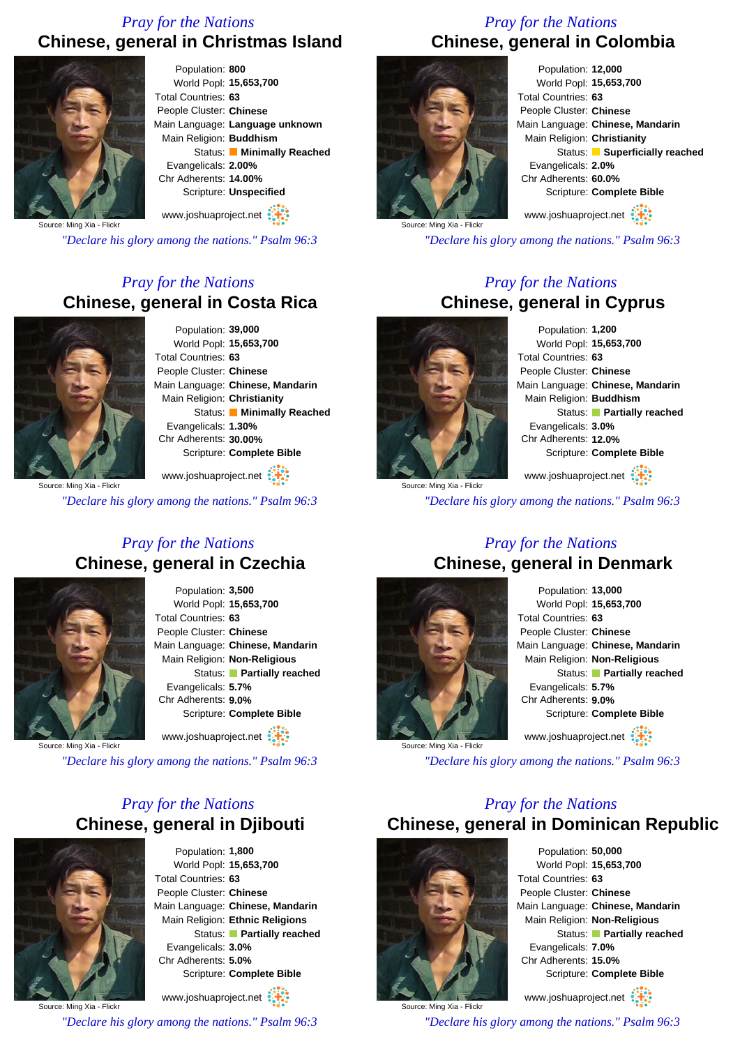*Pray for the Nations*

## Chinese, general in Christmas Island

Source: Ming Xia - Flickr

Population: **800**
World Popl: **15,653,700**
Total Countries: **63**
People Cluster: **Chinese**
Main Language: **Language unknown**
Main Religion: **Buddhism**
Status: **Minimally Reached**
Evangelicals: **2.00%**
Chr Adherents: **14.00%**
Scripture: **Unspecified**

www.joshuaproject.net

*"Declare his glory among the nations." Psalm 96:3*

*Pray for the Nations*

## Chinese, general in Colombia

Source: Ming Xia - Flickr

Population: **12,000**
World Popl: **15,653,700**
Total Countries: **63**
People Cluster: **Chinese**
Main Language: **Chinese, Mandarin**
Main Religion: **Christianity**
Status: **Superficially reached**
Evangelicals: **2.0%**
Chr Adherents: **60.0%**
Scripture: **Complete Bible**

www.joshuaproject.net

*"Declare his glory among the nations." Psalm 96:3*

*Pray for the Nations*

## Chinese, general in Costa Rica

Source: Ming Xia - Flickr

Population: **39,000**
World Popl: **15,653,700**
Total Countries: **63**
People Cluster: **Chinese**
Main Language: **Chinese, Mandarin**
Main Religion: **Christianity**
Status: **Minimally Reached**
Evangelicals: **1.30%**
Chr Adherents: **30.00%**
Scripture: **Complete Bible**

www.joshuaproject.net

*"Declare his glory among the nations." Psalm 96:3*

*Pray for the Nations*

## Chinese, general in Cyprus

Source: Ming Xia - Flickr

Population: **1,200**
World Popl: **15,653,700**
Total Countries: **63**
People Cluster: **Chinese**
Main Language: **Chinese, Mandarin**
Main Religion: **Buddhism**
Status: **Partially reached**
Evangelicals: **3.0%**
Chr Adherents: **12.0%**
Scripture: **Complete Bible**

www.joshuaproject.net

*"Declare his glory among the nations." Psalm 96:3*

*Pray for the Nations*

## Chinese, general in Czechia

Source: Ming Xia - Flickr

Population: **3,500**
World Popl: **15,653,700**
Total Countries: **63**
People Cluster: **Chinese**
Main Language: **Chinese, Mandarin**
Main Religion: **Non-Religious**
Status: **Partially reached**
Evangelicals: **5.7%**
Chr Adherents: **9.0%**
Scripture: **Complete Bible**

www.joshuaproject.net

*"Declare his glory among the nations." Psalm 96:3*

*Pray for the Nations*

## Chinese, general in Denmark

Source: Ming Xia - Flickr

Population: **13,000**
World Popl: **15,653,700**
Total Countries: **63**
People Cluster: **Chinese**
Main Language: **Chinese, Mandarin**
Main Religion: **Non-Religious**
Status: **Partially reached**
Evangelicals: **5.7%**
Chr Adherents: **9.0%**
Scripture: **Complete Bible**

www.joshuaproject.net

*"Declare his glory among the nations." Psalm 96:3*

*Pray for the Nations*

## Chinese, general in Djibouti

Source: Ming Xia - Flickr

Population: **1,800**
World Popl: **15,653,700**
Total Countries: **63**
People Cluster: **Chinese**
Main Language: **Chinese, Mandarin**
Main Religion: **Ethnic Religions**
Status: **Partially reached**
Evangelicals: **3.0%**
Chr Adherents: **5.0%**
Scripture: **Complete Bible**

www.joshuaproject.net

*"Declare his glory among the nations." Psalm 96:3*

*Pray for the Nations*

## Chinese, general in Dominican Republic

Source: Ming Xia - Flickr

Population: **50,000**
World Popl: **15,653,700**
Total Countries: **63**
People Cluster: **Chinese**
Main Language: **Chinese, Mandarin**
Main Religion: **Non-Religious**
Status: **Partially reached**
Evangelicals: **7.0%**
Chr Adherents: **15.0%**
Scripture: **Complete Bible**

www.joshuaproject.net

*"Declare his glory among the nations." Psalm 96:3*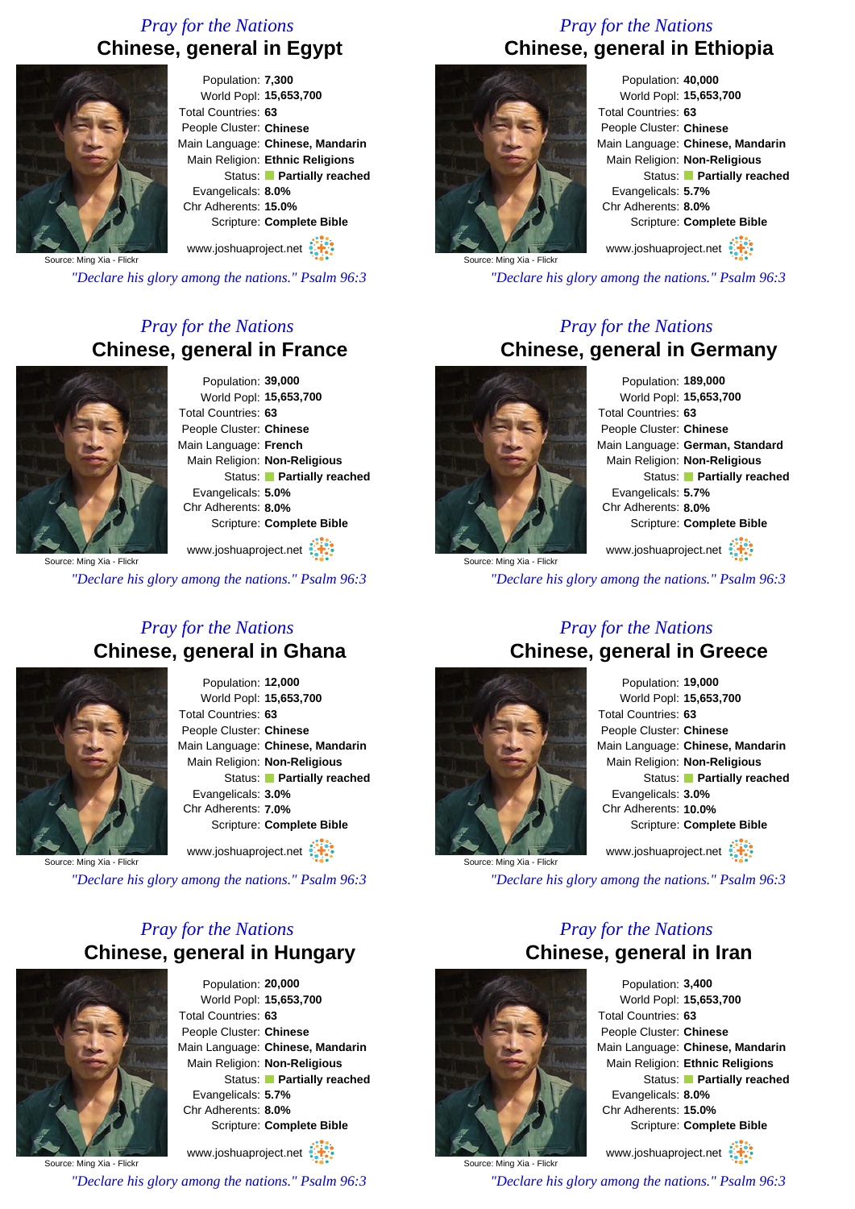*Pray for the Nations*

## Chinese, general in Egypt

Population: **7,300**
World Popl: **15,653,700**
Total Countries: **63**
People Cluster: **Chinese**
Main Language: **Chinese, Mandarin**
Main Religion: **Ethnic Religions**
Status: **Partially reached**
Evangelicals: **8.0%**
Chr Adherents: **15.0%**
Scripture: **Complete Bible**

Source: Ming Xia - Flickr

www.joshuaproject.net

*"Declare his glory among the nations." Psalm 96:3*

*Pray for the Nations*

## Chinese, general in Ethiopia

Population: **40,000**
World Popl: **15,653,700**
Total Countries: **63**
People Cluster: **Chinese**
Main Language: **Chinese, Mandarin**
Main Religion: **Non-Religious**
Status: **Partially reached**
Evangelicals: **5.7%**
Chr Adherents: **8.0%**
Scripture: **Complete Bible**

Source: Ming Xia - Flickr

www.joshuaproject.net

*"Declare his glory among the nations." Psalm 96:3*

*Pray for the Nations*

## Chinese, general in France

Population: **39,000**
World Popl: **15,653,700**
Total Countries: **63**
People Cluster: **Chinese**
Main Language: **French**
Main Religion: **Non-Religious**
Status: **Partially reached**
Evangelicals: **5.0%**
Chr Adherents: **8.0%**
Scripture: **Complete Bible**

Source: Ming Xia - Flickr

www.joshuaproject.net

*"Declare his glory among the nations." Psalm 96:3*

*Pray for the Nations*

## Chinese, general in Germany

Population: **189,000**
World Popl: **15,653,700**
Total Countries: **63**
People Cluster: **Chinese**
Main Language: **German, Standard**
Main Religion: **Non-Religious**
Status: **Partially reached**
Evangelicals: **5.7%**
Chr Adherents: **8.0%**
Scripture: **Complete Bible**

Source: Ming Xia - Flickr

www.joshuaproject.net

*"Declare his glory among the nations." Psalm 96:3*

*Pray for the Nations*

## Chinese, general in Ghana

Population: **12,000**
World Popl: **15,653,700**
Total Countries: **63**
People Cluster: **Chinese**
Main Language: **Chinese, Mandarin**
Main Religion: **Non-Religious**
Status: **Partially reached**
Evangelicals: **3.0%**
Chr Adherents: **7.0%**
Scripture: **Complete Bible**

Source: Ming Xia - Flickr

www.joshuaproject.net

*"Declare his glory among the nations." Psalm 96:3*

*Pray for the Nations*

## Chinese, general in Greece

Population: **19,000**
World Popl: **15,653,700**
Total Countries: **63**
People Cluster: **Chinese**
Main Language: **Chinese, Mandarin**
Main Religion: **Non-Religious**
Status: **Partially reached**
Evangelicals: **3.0%**
Chr Adherents: **10.0%**
Scripture: **Complete Bible**

Source: Ming Xia - Flickr

www.joshuaproject.net

*"Declare his glory among the nations." Psalm 96:3*

*Pray for the Nations*

## Chinese, general in Hungary

Population: **20,000**
World Popl: **15,653,700**
Total Countries: **63**
People Cluster: **Chinese**
Main Language: **Chinese, Mandarin**
Main Religion: **Non-Religious**
Status: **Partially reached**
Evangelicals: **5.7%**
Chr Adherents: **8.0%**
Scripture: **Complete Bible**

Source: Ming Xia - Flickr

www.joshuaproject.net

*"Declare his glory among the nations." Psalm 96:3*

*Pray for the Nations*

## Chinese, general in Iran

Population: **3,400**
World Popl: **15,653,700**
Total Countries: **63**
People Cluster: **Chinese**
Main Language: **Chinese, Mandarin**
Main Religion: **Ethnic Religions**
Status: **Partially reached**
Evangelicals: **8.0%**
Chr Adherents: **15.0%**
Scripture: **Complete Bible**

Source: Ming Xia - Flickr

www.joshuaproject.net

*"Declare his glory among the nations." Psalm 96:3*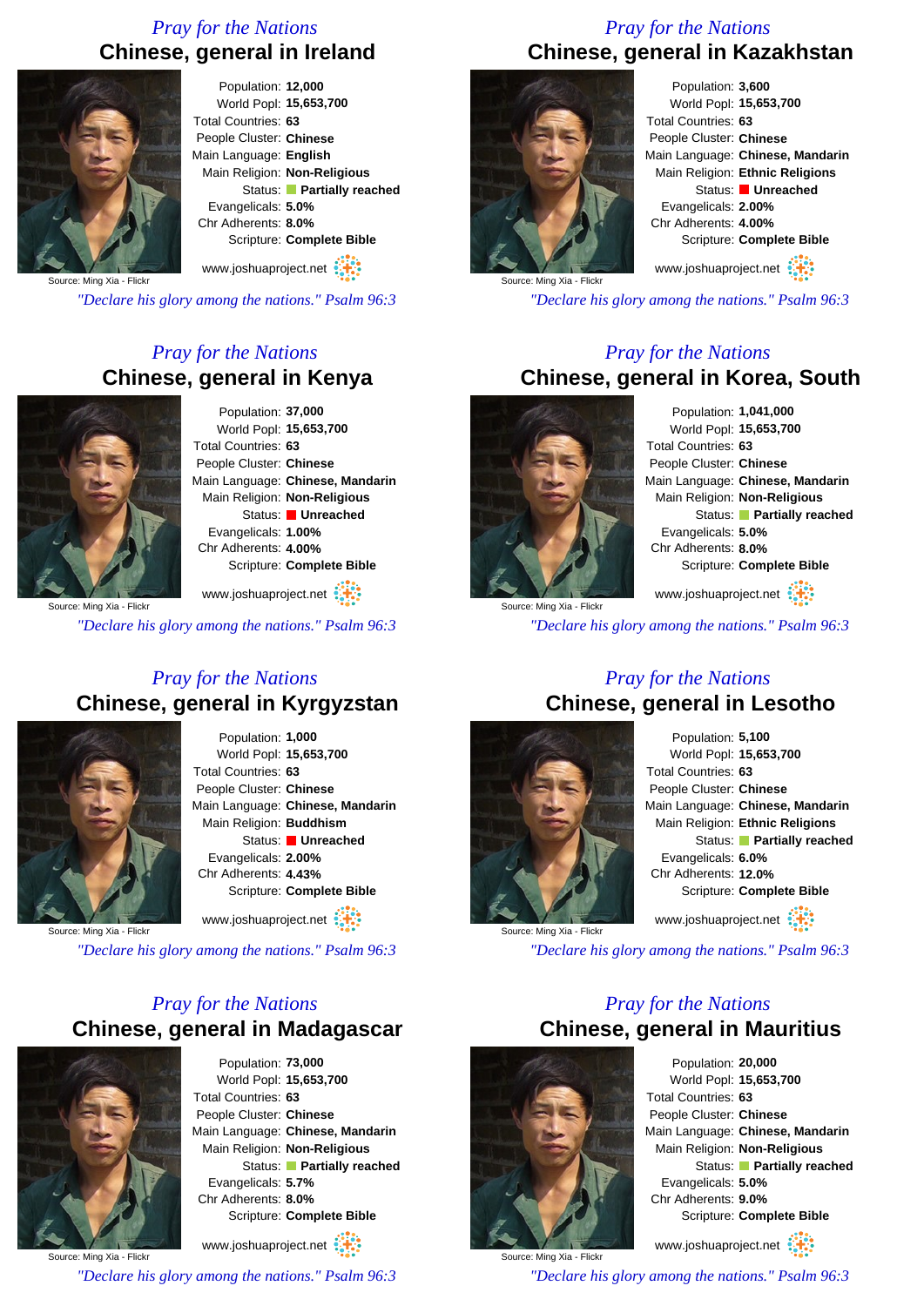*Pray for the Nations*

## Chinese, general in Ireland

Source: Ming Xia - Flickr

| | |
|---|---|
| Population: | **12,000** |
| World Popl: | **15,653,700** |
| Total Countries: | **63** |
| People Cluster: | **Chinese** |
| Main Language: | **English** |
| Main Religion: | **Non-Religious** |
| Status: | **Partially reached** |
| Evangelicals: | **5.0%** |
| Chr Adherents: | **8.0%** |
| Scripture: | **Complete Bible** |

www.joshuaproject.net

*"Declare his glory among the nations." Psalm 96:3*

*Pray for the Nations*

## Chinese, general in Kazakhstan

Source: Ming Xia - Flickr

| | |
|---|---|
| Population: | **3,600** |
| World Popl: | **15,653,700** |
| Total Countries: | **63** |
| People Cluster: | **Chinese** |
| Main Language: | **Chinese, Mandarin** |
| Main Religion: | **Ethnic Religions** |
| Status: | **Unreached** |
| Evangelicals: | **2.00%** |
| Chr Adherents: | **4.00%** |
| Scripture: | **Complete Bible** |

www.joshuaproject.net

*"Declare his glory among the nations." Psalm 96:3*

*Pray for the Nations*

## Chinese, general in Kenya

Source: Ming Xia - Flickr

| | |
|---|---|
| Population: | **37,000** |
| World Popl: | **15,653,700** |
| Total Countries: | **63** |
| People Cluster: | **Chinese** |
| Main Language: | **Chinese, Mandarin** |
| Main Religion: | **Non-Religious** |
| Status: | **Unreached** |
| Evangelicals: | **1.00%** |
| Chr Adherents: | **4.00%** |
| Scripture: | **Complete Bible** |

www.joshuaproject.net

*"Declare his glory among the nations." Psalm 96:3*

*Pray for the Nations*

## Chinese, general in Korea, South

Source: Ming Xia - Flickr

| | |
|---|---|
| Population: | **1,041,000** |
| World Popl: | **15,653,700** |
| Total Countries: | **63** |
| People Cluster: | **Chinese** |
| Main Language: | **Chinese, Mandarin** |
| Main Religion: | **Non-Religious** |
| Status: | **Partially reached** |
| Evangelicals: | **5.0%** |
| Chr Adherents: | **8.0%** |
| Scripture: | **Complete Bible** |

www.joshuaproject.net

*"Declare his glory among the nations." Psalm 96:3*

*Pray for the Nations*

## Chinese, general in Kyrgyzstan

Source: Ming Xia - Flickr

| | |
|---|---|
| Population: | **1,000** |
| World Popl: | **15,653,700** |
| Total Countries: | **63** |
| People Cluster: | **Chinese** |
| Main Language: | **Chinese, Mandarin** |
| Main Religion: | **Buddhism** |
| Status: | **Unreached** |
| Evangelicals: | **2.00%** |
| Chr Adherents: | **4.43%** |
| Scripture: | **Complete Bible** |

www.joshuaproject.net

*"Declare his glory among the nations." Psalm 96:3*

*Pray for the Nations*

## Chinese, general in Lesotho

Source: Ming Xia - Flickr

| | |
|---|---|
| Population: | **5,100** |
| World Popl: | **15,653,700** |
| Total Countries: | **63** |
| People Cluster: | **Chinese** |
| Main Language: | **Chinese, Mandarin** |
| Main Religion: | **Ethnic Religions** |
| Status: | **Partially reached** |
| Evangelicals: | **6.0%** |
| Chr Adherents: | **12.0%** |
| Scripture: | **Complete Bible** |

www.joshuaproject.net

*"Declare his glory among the nations." Psalm 96:3*

*Pray for the Nations*

## Chinese, general in Madagascar

Source: Ming Xia - Flickr

| | |
|---|---|
| Population: | **73,000** |
| World Popl: | **15,653,700** |
| Total Countries: | **63** |
| People Cluster: | **Chinese** |
| Main Language: | **Chinese, Mandarin** |
| Main Religion: | **Non-Religious** |
| Status: | **Partially reached** |
| Evangelicals: | **5.7%** |
| Chr Adherents: | **8.0%** |
| Scripture: | **Complete Bible** |

www.joshuaproject.net

*"Declare his glory among the nations." Psalm 96:3*

*Pray for the Nations*

## Chinese, general in Mauritius

Source: Ming Xia - Flickr

| | |
|---|---|
| Population: | **20,000** |
| World Popl: | **15,653,700** |
| Total Countries: | **63** |
| People Cluster: | **Chinese** |
| Main Language: | **Chinese, Mandarin** |
| Main Religion: | **Non-Religious** |
| Status: | **Partially reached** |
| Evangelicals: | **5.0%** |
| Chr Adherents: | **9.0%** |
| Scripture: | **Complete Bible** |

www.joshuaproject.net

*"Declare his glory among the nations." Psalm 96:3*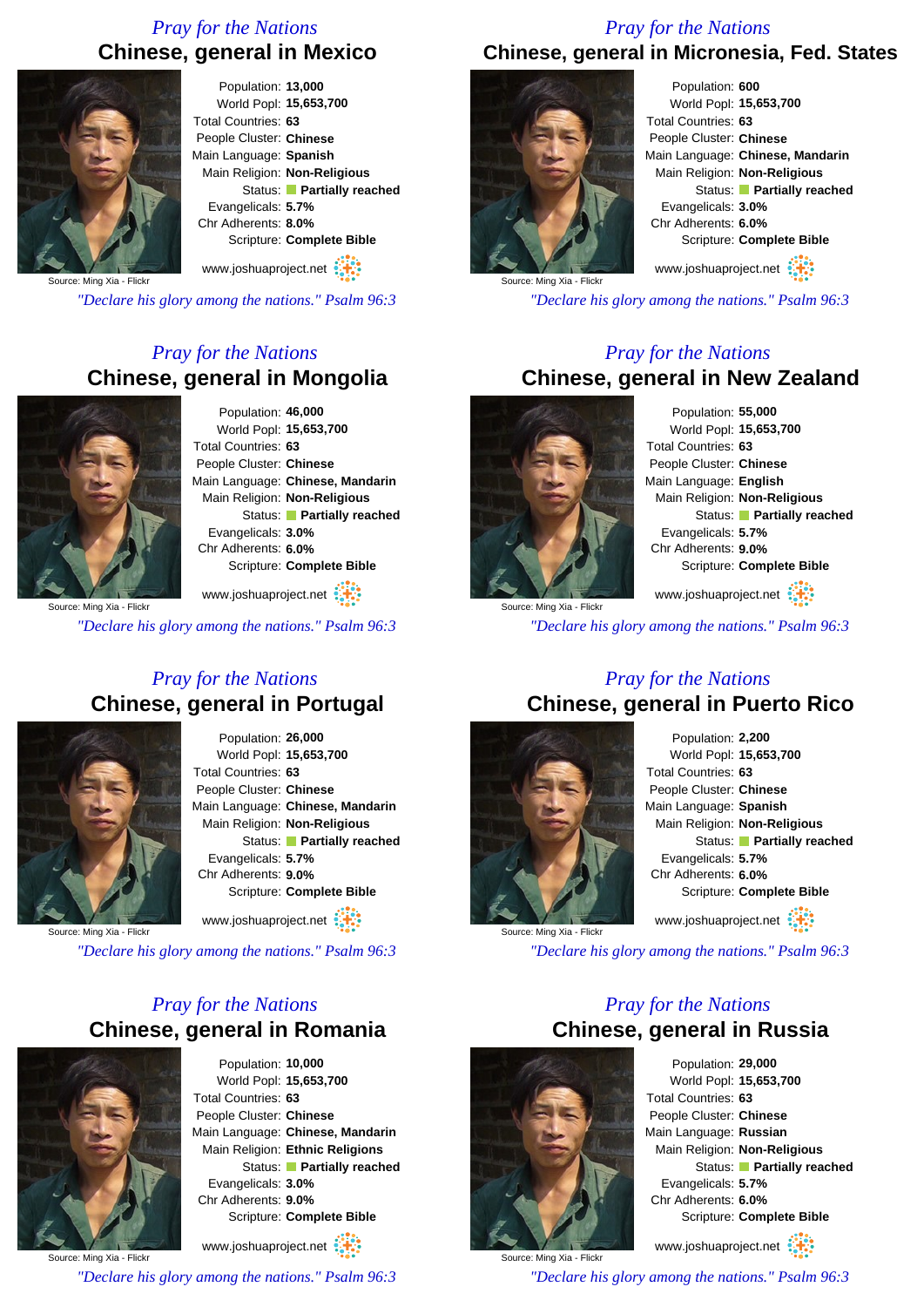*Pray for the Nations*

## Chinese, general in Mexico

Population: **13,000**
World Popl: **15,653,700**
Total Countries: **63**
People Cluster: **Chinese**
Main Language: **Spanish**
Main Religion: **Non-Religious**
Status: **Partially reached**
Evangelicals: **5.7%**
Chr Adherents: **8.0%**
Scripture: **Complete Bible**

Source: Ming Xia - Flickr

www.joshuaproject.net

*"Declare his glory among the nations." Psalm 96:3*

*Pray for the Nations*

## Chinese, general in Micronesia, Fed. States

Population: **600**
World Popl: **15,653,700**
Total Countries: **63**
People Cluster: **Chinese**
Main Language: **Chinese, Mandarin**
Main Religion: **Non-Religious**
Status: **Partially reached**
Evangelicals: **3.0%**
Chr Adherents: **6.0%**
Scripture: **Complete Bible**

Source: Ming Xia - Flickr

www.joshuaproject.net

*"Declare his glory among the nations." Psalm 96:3*

*Pray for the Nations*

## Chinese, general in Mongolia

Population: **46,000**
World Popl: **15,653,700**
Total Countries: **63**
People Cluster: **Chinese**
Main Language: **Chinese, Mandarin**
Main Religion: **Non-Religious**
Status: **Partially reached**
Evangelicals: **3.0%**
Chr Adherents: **6.0%**
Scripture: **Complete Bible**

Source: Ming Xia - Flickr

www.joshuaproject.net

*"Declare his glory among the nations." Psalm 96:3*

*Pray for the Nations*

## Chinese, general in New Zealand

Population: **55,000**
World Popl: **15,653,700**
Total Countries: **63**
People Cluster: **Chinese**
Main Language: **English**
Main Religion: **Non-Religious**
Status: **Partially reached**
Evangelicals: **5.7%**
Chr Adherents: **9.0%**
Scripture: **Complete Bible**

Source: Ming Xia - Flickr

www.joshuaproject.net

*"Declare his glory among the nations." Psalm 96:3*

*Pray for the Nations*

## Chinese, general in Portugal

Population: **26,000**
World Popl: **15,653,700**
Total Countries: **63**
People Cluster: **Chinese**
Main Language: **Chinese, Mandarin**
Main Religion: **Non-Religious**
Status: **Partially reached**
Evangelicals: **5.7%**
Chr Adherents: **9.0%**
Scripture: **Complete Bible**

Source: Ming Xia - Flickr

www.joshuaproject.net

*"Declare his glory among the nations." Psalm 96:3*

*Pray for the Nations*

## Chinese, general in Puerto Rico

Population: **2,200**
World Popl: **15,653,700**
Total Countries: **63**
People Cluster: **Chinese**
Main Language: **Spanish**
Main Religion: **Non-Religious**
Status: **Partially reached**
Evangelicals: **5.7%**
Chr Adherents: **6.0%**
Scripture: **Complete Bible**

Source: Ming Xia - Flickr

www.joshuaproject.net

*"Declare his glory among the nations." Psalm 96:3*

*Pray for the Nations*

## Chinese, general in Romania

Population: **10,000**
World Popl: **15,653,700**
Total Countries: **63**
People Cluster: **Chinese**
Main Language: **Chinese, Mandarin**
Main Religion: **Ethnic Religions**
Status: **Partially reached**
Evangelicals: **3.0%**
Chr Adherents: **9.0%**
Scripture: **Complete Bible**

Source: Ming Xia - Flickr

www.joshuaproject.net

*"Declare his glory among the nations." Psalm 96:3*

*Pray for the Nations*

## Chinese, general in Russia

Population: **29,000**
World Popl: **15,653,700**
Total Countries: **63**
People Cluster: **Chinese**
Main Language: **Russian**
Main Religion: **Non-Religious**
Status: **Partially reached**
Evangelicals: **5.7%**
Chr Adherents: **6.0%**
Scripture: **Complete Bible**

Source: Ming Xia - Flickr

www.joshuaproject.net

*"Declare his glory among the nations." Psalm 96:3*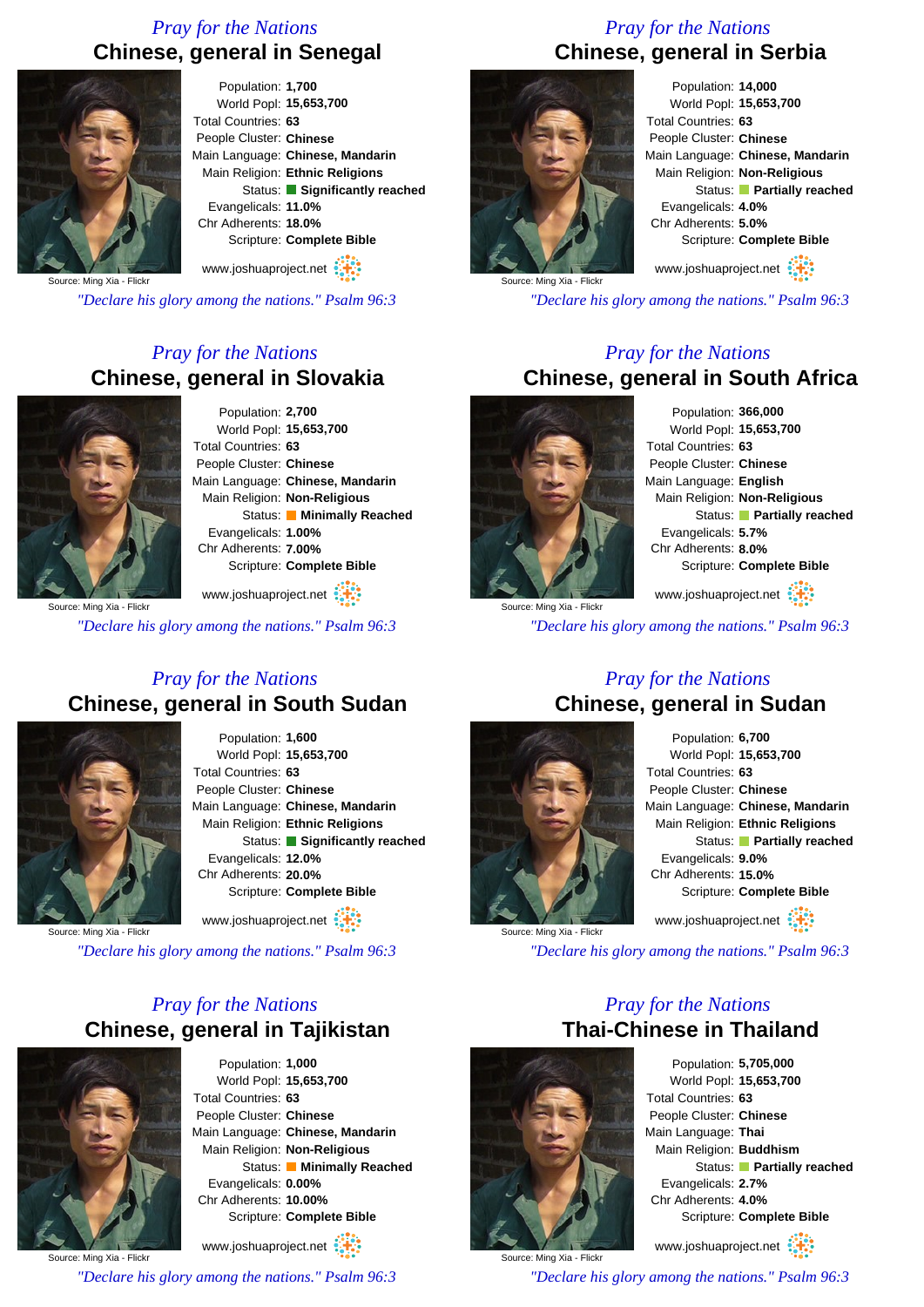## Pray for the Nations

# Chinese, general in Senegal

Source: Ming Xia - Flickr

Population: **1,700**
World Popl: **15,653,700**
Total Countries: **63**
People Cluster: **Chinese**
Main Language: **Chinese, Mandarin**
Main Religion: **Ethnic Religions**
Status: **Significantly reached**
Evangelicals: **11.0%**
Chr Adherents: **18.0%**
Scripture: **Complete Bible**

www.joshuaproject.net

*"Declare his glory among the nations." Psalm 96:3*

## Pray for the Nations

# Chinese, general in Serbia

Source: Ming Xia - Flickr

Population: **14,000**
World Popl: **15,653,700**
Total Countries: **63**
People Cluster: **Chinese**
Main Language: **Chinese, Mandarin**
Main Religion: **Non-Religious**
Status: **Partially reached**
Evangelicals: **4.0%**
Chr Adherents: **5.0%**
Scripture: **Complete Bible**

www.joshuaproject.net

*"Declare his glory among the nations." Psalm 96:3*

## Pray for the Nations

# Chinese, general in Slovakia

Source: Ming Xia - Flickr

Population: **2,700**
World Popl: **15,653,700**
Total Countries: **63**
People Cluster: **Chinese**
Main Language: **Chinese, Mandarin**
Main Religion: **Non-Religious**
Status: **Minimally Reached**
Evangelicals: **1.00%**
Chr Adherents: **7.00%**
Scripture: **Complete Bible**

www.joshuaproject.net

*"Declare his glory among the nations." Psalm 96:3*

## Pray for the Nations

# Chinese, general in South Africa

Source: Ming Xia - Flickr

Population: **366,000**
World Popl: **15,653,700**
Total Countries: **63**
People Cluster: **Chinese**
Main Language: **English**
Main Religion: **Non-Religious**
Status: **Partially reached**
Evangelicals: **5.7%**
Chr Adherents: **8.0%**
Scripture: **Complete Bible**

www.joshuaproject.net

*"Declare his glory among the nations." Psalm 96:3*

## Pray for the Nations

# Chinese, general in South Sudan

Source: Ming Xia - Flickr

Population: **1,600**
World Popl: **15,653,700**
Total Countries: **63**
People Cluster: **Chinese**
Main Language: **Chinese, Mandarin**
Main Religion: **Ethnic Religions**
Status: **Significantly reached**
Evangelicals: **12.0%**
Chr Adherents: **20.0%**
Scripture: **Complete Bible**

www.joshuaproject.net

*"Declare his glory among the nations." Psalm 96:3*

## Pray for the Nations

# Chinese, general in Sudan

Source: Ming Xia - Flickr

Population: **6,700**
World Popl: **15,653,700**
Total Countries: **63**
People Cluster: **Chinese**
Main Language: **Chinese, Mandarin**
Main Religion: **Ethnic Religions**
Status: **Partially reached**
Evangelicals: **9.0%**
Chr Adherents: **15.0%**
Scripture: **Complete Bible**

www.joshuaproject.net

*"Declare his glory among the nations." Psalm 96:3*

## Pray for the Nations

# Chinese, general in Tajikistan

Source: Ming Xia - Flickr

Population: **1,000**
World Popl: **15,653,700**
Total Countries: **63**
People Cluster: **Chinese**
Main Language: **Chinese, Mandarin**
Main Religion: **Non-Religious**
Status: **Minimally Reached**
Evangelicals: **0.00%**
Chr Adherents: **10.00%**
Scripture: **Complete Bible**

www.joshuaproject.net

*"Declare his glory among the nations." Psalm 96:3*

## Pray for the Nations

# Thai-Chinese in Thailand

Source: Ming Xia - Flickr

Population: **5,705,000**
World Popl: **15,653,700**
Total Countries: **63**
People Cluster: **Chinese**
Main Language: **Thai**
Main Religion: **Buddhism**
Status: **Partially reached**
Evangelicals: **2.7%**
Chr Adherents: **4.0%**
Scripture: **Complete Bible**

www.joshuaproject.net

*"Declare his glory among the nations." Psalm 96:3*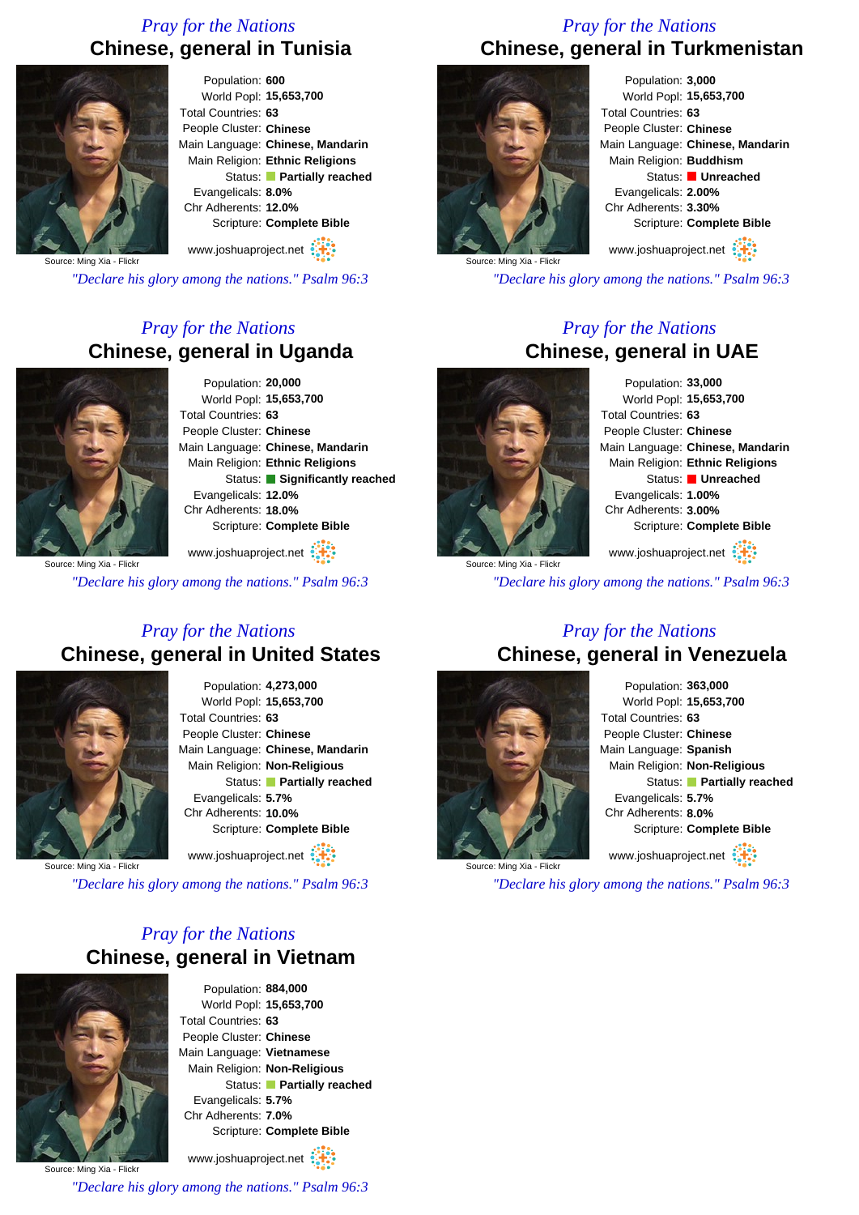*Pray for the Nations*

## Chinese, general in Tunisia

Population: **600**
World Popl: **15,653,700**
Total Countries: **63**
People Cluster: **Chinese**
Main Language: **Chinese, Mandarin**
Main Religion: **Ethnic Religions**
Status: **Partially reached**
Evangelicals: **8.0%**
Chr Adherents: **12.0%**
Scripture: **Complete Bible**

Source: Ming Xia - Flickr

www.joshuaproject.net

*"Declare his glory among the nations." Psalm 96:3*

*Pray for the Nations*

## Chinese, general in Turkmenistan

Population: **3,000**
World Popl: **15,653,700**
Total Countries: **63**
People Cluster: **Chinese**
Main Language: **Chinese, Mandarin**
Main Religion: **Buddhism**
Status: **Unreached**
Evangelicals: **2.00%**
Chr Adherents: **3.30%**
Scripture: **Complete Bible**

Source: Ming Xia - Flickr

www.joshuaproject.net

*"Declare his glory among the nations." Psalm 96:3*

*Pray for the Nations*

## Chinese, general in Uganda

Population: **20,000**
World Popl: **15,653,700**
Total Countries: **63**
People Cluster: **Chinese**
Main Language: **Chinese, Mandarin**
Main Religion: **Ethnic Religions**
Status: **Significantly reached**
Evangelicals: **12.0%**
Chr Adherents: **18.0%**
Scripture: **Complete Bible**

Source: Ming Xia - Flickr

www.joshuaproject.net

*"Declare his glory among the nations." Psalm 96:3*

*Pray for the Nations*

## Chinese, general in UAE

Population: **33,000**
World Popl: **15,653,700**
Total Countries: **63**
People Cluster: **Chinese**
Main Language: **Chinese, Mandarin**
Main Religion: **Ethnic Religions**
Status: **Unreached**
Evangelicals: **1.00%**
Chr Adherents: **3.00%**
Scripture: **Complete Bible**

Source: Ming Xia - Flickr

www.joshuaproject.net

*"Declare his glory among the nations." Psalm 96:3*

*Pray for the Nations*

## Chinese, general in United States

Population: **4,273,000**
World Popl: **15,653,700**
Total Countries: **63**
People Cluster: **Chinese**
Main Language: **Chinese, Mandarin**
Main Religion: **Non-Religious**
Status: **Partially reached**
Evangelicals: **5.7%**
Chr Adherents: **10.0%**
Scripture: **Complete Bible**

Source: Ming Xia - Flickr

www.joshuaproject.net

*"Declare his glory among the nations." Psalm 96:3*

*Pray for the Nations*

## Chinese, general in Venezuela

Population: **363,000**
World Popl: **15,653,700**
Total Countries: **63**
People Cluster: **Chinese**
Main Language: **Spanish**
Main Religion: **Non-Religious**
Status: **Partially reached**
Evangelicals: **5.7%**
Chr Adherents: **8.0%**
Scripture: **Complete Bible**

Source: Ming Xia - Flickr

www.joshuaproject.net

*"Declare his glory among the nations." Psalm 96:3*

*Pray for the Nations*

## Chinese, general in Vietnam

Population: **884,000**
World Popl: **15,653,700**
Total Countries: **63**
People Cluster: **Chinese**
Main Language: **Vietnamese**
Main Religion: **Non-Religious**
Status: **Partially reached**
Evangelicals: **5.7%**
Chr Adherents: **7.0%**
Scripture: **Complete Bible**

Source: Ming Xia - Flickr

www.joshuaproject.net

*"Declare his glory among the nations." Psalm 96:3*